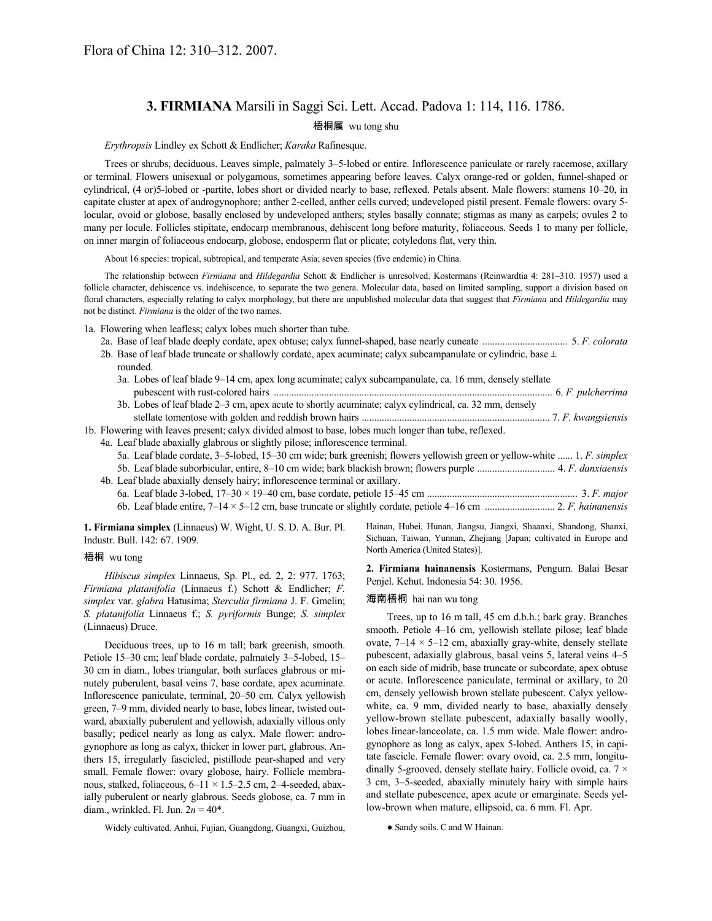Flora of China 12: 310–312. 2007.

# 3. FIRMIANA Marsili in Saggi Sci. Lett. Accad. Padova 1: 114, 116. 1786.

梧桐属 wu tong shu

*Erythropsis* Lindley ex Schott & Endlicher; *Karaka* Rafinesque.

Trees or shrubs, deciduous. Leaves simple, palmately 3–5-lobed or entire. Inflorescence paniculate or rarely racemose, axillary or terminal. Flowers unisexual or polygamous, sometimes appearing before leaves. Calyx orange-red or golden, funnel-shaped or cylindrical, (4 or)5-lobed or -partite, lobes short or divided nearly to base, reflexed. Petals absent. Male flowers: stamens 10–20, in capitate cluster at apex of androgynophore; anther 2-celled, anther cells curved; undeveloped pistil present. Female flowers: ovary 5-locular, ovoid or globose, basally enclosed by undeveloped anthers; styles basally connate; stigmas as many as carpels; ovules 2 to many per locule. Follicles stipitate, endocarp membranous, dehiscent long before maturity, foliaceous. Seeds 1 to many per follicle, on inner margin of foliaceous endocarp, globose, endosperm flat or plicate; cotyledons flat, very thin.

About 16 species: tropical, subtropical, and temperate Asia; seven species (five endemic) in China.

The relationship between *Firmiana* and *Hildegardia* Schott & Endlicher is unresolved. Kostermans (Reinwardtia 4: 281–310. 1957) used a follicle character, dehiscence vs. indehiscence, to separate the two genera. Molecular data, based on limited sampling, support a division based on floral characters, especially relating to calyx morphology, but there are unpublished molecular data that suggest that *Firmiana* and *Hildegardia* may not be distinct. *Firmiana* is the older of the two names.

1a. Flowering when leafless; calyx lobes much shorter than tube.
- 2a. Base of leaf blade deeply cordate, apex obtuse; calyx funnel-shaped, base nearly cuneate ................................. 5. *F. colorata*
- 2b. Base of leaf blade truncate or shallowly cordate, apex acuminate; calyx subcampanulate or cylindric, base ± rounded.
  - 3a. Lobes of leaf blade 9–14 cm, apex long acuminate; calyx subcampanulate, ca. 16 mm, densely stellate pubescent with rust-colored hairs ............................................................................................................ 6. *F. pulcherrima*
  - 3b. Lobes of leaf blade 2–3 cm, apex acute to shortly acuminate; calyx cylindrical, ca. 32 mm, densely stellate tomentose with golden and reddish brown hairs .......................................................................... 7. *F. kwangsiensis*

1b. Flowering with leaves present; calyx divided almost to base, lobes much longer than tube, reflexed.
- 4a. Leaf blade abaxially glabrous or slightly pilose; inflorescence terminal.
  - 5a. Leaf blade cordate, 3–5-lobed, 15–30 cm wide; bark greenish; flowers yellowish green or yellow-white ...... 1. *F. simplex*
  - 5b. Leaf blade suborbicular, entire, 8–10 cm wide; bark blackish brown; flowers purple .............................. 4. *F. danxiaensis*
- 4b. Leaf blade abaxially densely hairy; inflorescence terminal or axillary.
  - 6a. Leaf blade 3-lobed, 17–30 × 19–40 cm, base cordate, petiole 15–45 cm ........................................................... 3. *F. major*
  - 6b. Leaf blade entire, 7–14 × 5–12 cm, base truncate or slightly cordate, petiole 4–16 cm ........................... 2. *F. hainanensis*

**1. Firmiana simplex** (Linnaeus) W. Wight, U. S. D. A. Bur. Pl. Industr. Bull. 142: 67. 1909.

梧桐 wu tong

*Hibiscus simplex* Linnaeus, Sp. Pl., ed. 2, 2: 977. 1763; *Firmiana platanifolia* (Linnaeus f.) Schott & Endlicher; *F. simplex* var. *glabra* Hatusima; *Sterculia firmiana* J. F. Gmelin; *S. platanifolia* Linnaeus f.; *S. pyriformis* Bunge; *S. simplex* (Linnaeus) Druce.

Deciduous trees, up to 16 m tall; bark greenish, smooth. Petiole 15–30 cm; leaf blade cordate, palmately 3–5-lobed, 15–30 cm in diam., lobes triangular, both surfaces glabrous or minutely puberulent, basal veins 7, base cordate, apex acuminate. Inflorescence paniculate, terminal, 20–50 cm. Calyx yellowish green, 7–9 mm, divided nearly to base, lobes linear, twisted outward, abaxially puberulent and yellowish, adaxially villous only basally; pedicel nearly as long as calyx. Male flower: androgynophore as long as calyx, thicker in lower part, glabrous. Anthers 15, irregularly fascicled, pistillode pear-shaped and very small. Female flower: ovary globose, hairy. Follicle membranous, stalked, foliaceous, 6–11 × 1.5–2.5 cm, 2–4-seeded, abaxially puberulent or nearly glabrous. Seeds globose, ca. 7 mm in diam., wrinkled. Fl. Jun. $2n = 40$*.

Widely cultivated. Anhui, Fujian, Guangdong, Guangxi, Guizhou, Hainan, Hubei, Hunan, Jiangsu, Jiangxi, Shaanxi, Shandong, Shanxi, Sichuan, Taiwan, Yunnan, Zhejiang [Japan; cultivated in Europe and North America (United States)].

**2. Firmiana hainanensis** Kostermans, Pengum. Balai Besar Penjel. Kehut. Indonesia 54: 30. 1956.

海南梧桐 hai nan wu tong

Trees, up to 16 m tall, 45 cm d.b.h.; bark gray. Branches smooth. Petiole 4–16 cm, yellowish stellate pilose; leaf blade ovate, 7–14 × 5–12 cm, abaxially gray-white, densely stellate pubescent, adaxially glabrous, basal veins 5, lateral veins 4–5 on each side of midrib, base truncate or subcordate, apex obtuse or acute. Inflorescence paniculate, terminal or axillary, to 20 cm, densely yellowish brown stellate pubescent. Calyx yellow-white, ca. 9 mm, divided nearly to base, abaxially densely yellow-brown stellate pubescent, adaxially basally woolly, lobes linear-lanceolate, ca. 1.5 mm wide. Male flower: androgynophore as long as calyx, apex 5-lobed. Anthers 15, in capitate fascicle. Female flower: ovary ovoid, ca. 2.5 mm, longitudinally 5-grooved, densely stellate hairy. Follicle ovoid, ca. 7 × 3 cm, 3–5-seeded, abaxially minutely hairy with simple hairs and stellate pubescence, apex acute or emarginate. Seeds yellow-brown when mature, ellipsoid, ca. 6 mm. Fl. Apr.

● Sandy soils. C and W Hainan.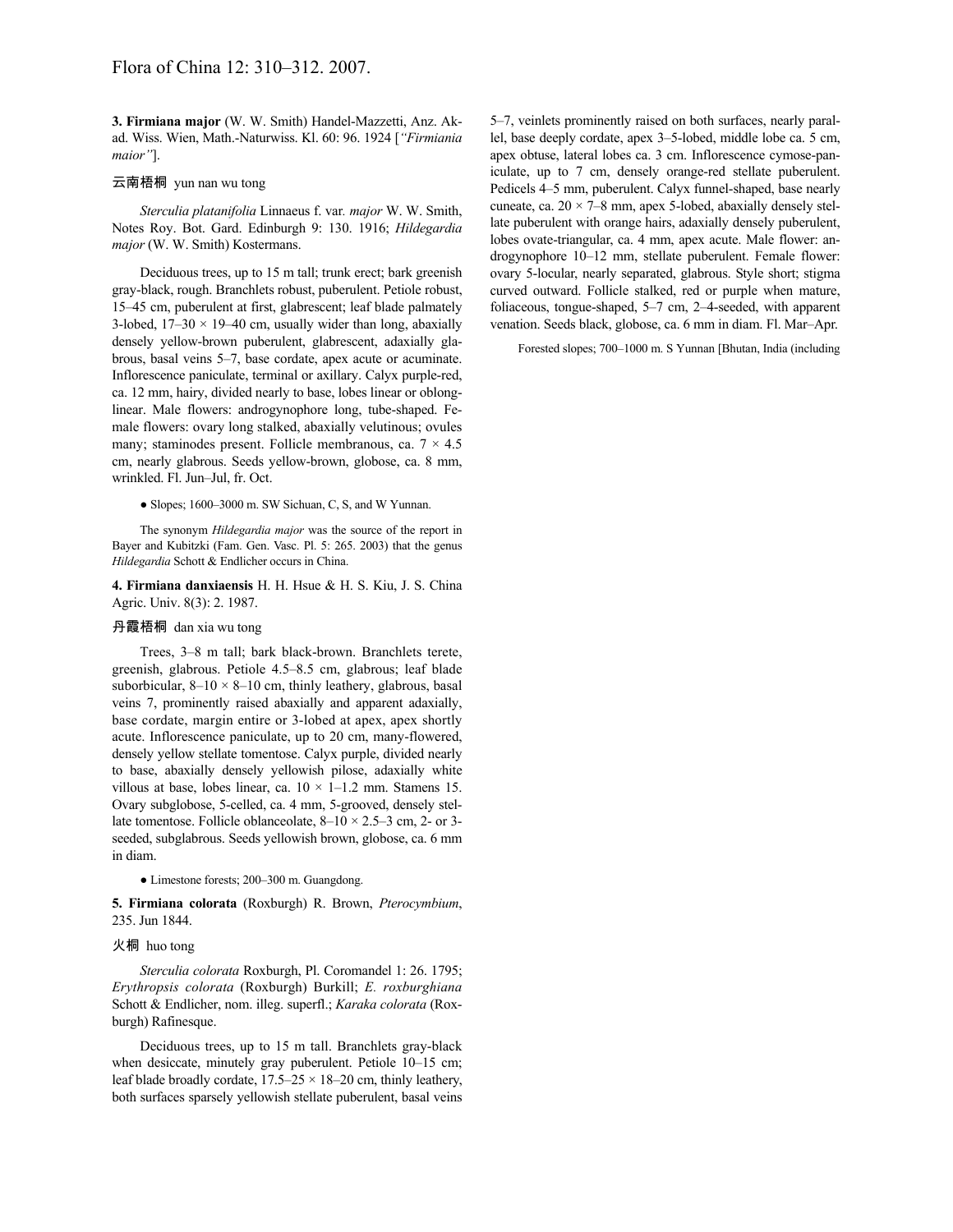**3. Firmiana major** (W. W. Smith) Handel-Mazzetti, Anz. Akad. Wiss. Wien, Math.-Naturwiss. Kl. 60: 96. 1924 [*"Firmiania maior"*].

云南梧桐 yun nan wu tong

*Sterculia platanifolia* Linnaeus f. var. *major* W. W. Smith, Notes Roy. Bot. Gard. Edinburgh 9: 130. 1916; *Hildegardia major* (W. W. Smith) Kostermans.

Deciduous trees, up to 15 m tall; trunk erect; bark greenish gray-black, rough. Branchlets robust, puberulent. Petiole robust, 15–45 cm, puberulent at first, glabrescent; leaf blade palmately 3-lobed, 17–30 × 19–40 cm, usually wider than long, abaxially densely yellow-brown puberulent, glabrescent, adaxially glabrous, basal veins 5–7, base cordate, apex acute or acuminate. Inflorescence paniculate, terminal or axillary. Calyx purple-red, ca. 12 mm, hairy, divided nearly to base, lobes linear or oblong-linear. Male flowers: androgynophore long, tube-shaped. Female flowers: ovary long stalked, abaxially velutinous; ovules many; staminodes present. Follicle membranous, ca. 7 × 4.5 cm, nearly glabrous. Seeds yellow-brown, globose, ca. 8 mm, wrinkled. Fl. Jun–Jul, fr. Oct.

● Slopes; 1600–3000 m. SW Sichuan, C, S, and W Yunnan.

The synonym *Hildegardia major* was the source of the report in Bayer and Kubitzki (Fam. Gen. Vasc. Pl. 5: 265. 2003) that the genus *Hildegardia* Schott & Endlicher occurs in China.

**4. Firmiana danxiaensis** H. H. Hsue & H. S. Kiu, J. S. China Agric. Univ. 8(3): 2. 1987.

丹霞梧桐 dan xia wu tong

Trees, 3–8 m tall; bark black-brown. Branchlets terete, greenish, glabrous. Petiole 4.5–8.5 cm, glabrous; leaf blade suborbicular, 8–10 × 8–10 cm, thinly leathery, glabrous, basal veins 7, prominently raised abaxially and apparent adaxially, base cordate, margin entire or 3-lobed at apex, apex shortly acute. Inflorescence paniculate, up to 20 cm, many-flowered, densely yellow stellate tomentose. Calyx purple, divided nearly to base, abaxially densely yellowish pilose, adaxially white villous at base, lobes linear, ca. 10 × 1–1.2 mm. Stamens 15. Ovary subglobose, 5-celled, ca. 4 mm, 5-grooved, densely stellate tomentose. Follicle oblanceolate, 8–10 × 2.5–3 cm, 2- or 3-seeded, subglabrous. Seeds yellowish brown, globose, ca. 6 mm in diam.

● Limestone forests; 200–300 m. Guangdong.

**5. Firmiana colorata** (Roxburgh) R. Brown, *Pterocymbium*, 235. Jun 1844.

火桐 huo tong

*Sterculia colorata* Roxburgh, Pl. Coromandel 1: 26. 1795; *Erythropsis colorata* (Roxburgh) Burkill; *E. roxburghiana* Schott & Endlicher, nom. illeg. superfl.; *Karaka colorata* (Roxburgh) Rafinesque.

Deciduous trees, up to 15 m tall. Branchlets gray-black when desiccate, minutely gray puberulent. Petiole 10–15 cm; leaf blade broadly cordate, 17.5–25 × 18–20 cm, thinly leathery, both surfaces sparsely yellowish stellate puberulent, basal veins 5–7, veinlets prominently raised on both surfaces, nearly parallel, base deeply cordate, apex 3–5-lobed, middle lobe ca. 5 cm, apex obtuse, lateral lobes ca. 3 cm. Inflorescence cymose-paniculate, up to 7 cm, densely orange-red stellate puberulent. Pedicels 4–5 mm, puberulent. Calyx funnel-shaped, base nearly cuneate, ca. 20 × 7–8 mm, apex 5-lobed, abaxially densely stellate puberulent with orange hairs, adaxially densely puberulent, lobes ovate-triangular, ca. 4 mm, apex acute. Male flower: androgynophore 10–12 mm, stellate puberulent. Female flower: ovary 5-locular, nearly separated, glabrous. Style short; stigma curved outward. Follicle stalked, red or purple when mature, foliaceous, tongue-shaped, 5–7 cm, 2–4-seeded, with apparent venation. Seeds black, globose, ca. 6 mm in diam. Fl. Mar–Apr.

Forested slopes; 700–1000 m. S Yunnan [Bhutan, India (including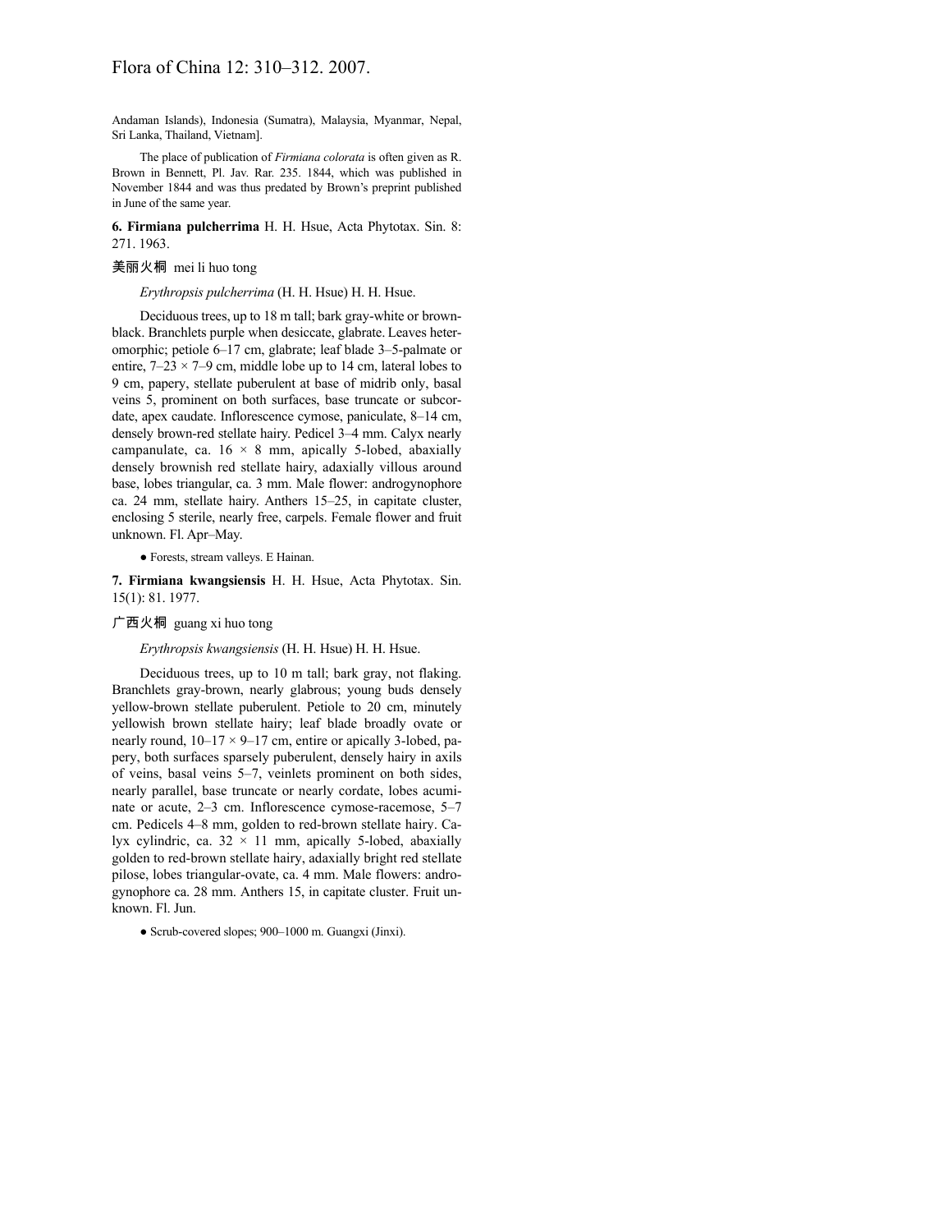Andaman Islands), Indonesia (Sumatra), Malaysia, Myanmar, Nepal, Sri Lanka, Thailand, Vietnam].

The place of publication of *Firmiana colorata* is often given as R. Brown in Bennett, Pl. Jav. Rar. 235. 1844, which was published in November 1844 and was thus predated by Brown's preprint published in June of the same year.

**6. Firmiana pulcherrima** H. H. Hsue, Acta Phytotax. Sin. 8: 271. 1963.

美丽火桐 mei li huo tong

*Erythropsis pulcherrima* (H. H. Hsue) H. H. Hsue.

Deciduous trees, up to 18 m tall; bark gray-white or brown-black. Branchlets purple when desiccate, glabrate. Leaves heteromorphic; petiole 6–17 cm, glabrate; leaf blade 3–5-palmate or entire, 7–23 × 7–9 cm, middle lobe up to 14 cm, lateral lobes to 9 cm, papery, stellate puberulent at base of midrib only, basal veins 5, prominent on both surfaces, base truncate or subcordate, apex caudate. Inflorescence cymose, paniculate, 8–14 cm, densely brown-red stellate hairy. Pedicel 3–4 mm. Calyx nearly campanulate, ca. 16 × 8 mm, apically 5-lobed, abaxially densely brownish red stellate hairy, adaxially villous around base, lobes triangular, ca. 3 mm. Male flower: androgynophore ca. 24 mm, stellate hairy. Anthers 15–25, in capitate cluster, enclosing 5 sterile, nearly free, carpels. Female flower and fruit unknown. Fl. Apr–May.

● Forests, stream valleys. E Hainan.

**7. Firmiana kwangsiensis** H. H. Hsue, Acta Phytotax. Sin. 15(1): 81. 1977.

广西火桐 guang xi huo tong

*Erythropsis kwangsiensis* (H. H. Hsue) H. H. Hsue.

Deciduous trees, up to 10 m tall; bark gray, not flaking. Branchlets gray-brown, nearly glabrous; young buds densely yellow-brown stellate puberulent. Petiole to 20 cm, minutely yellowish brown stellate hairy; leaf blade broadly ovate or nearly round, 10–17 × 9–17 cm, entire or apically 3-lobed, papery, both surfaces sparsely puberulent, densely hairy in axils of veins, basal veins 5–7, veinlets prominent on both sides, nearly parallel, base truncate or nearly cordate, lobes acuminate or acute, 2–3 cm. Inflorescence cymose-racemose, 5–7 cm. Pedicels 4–8 mm, golden to red-brown stellate hairy. Calyx cylindric, ca. 32 × 11 mm, apically 5-lobed, abaxially golden to red-brown stellate hairy, adaxially bright red stellate pilose, lobes triangular-ovate, ca. 4 mm. Male flowers: androgynophore ca. 28 mm. Anthers 15, in capitate cluster. Fruit unknown. Fl. Jun.

● Scrub-covered slopes; 900–1000 m. Guangxi (Jinxi).